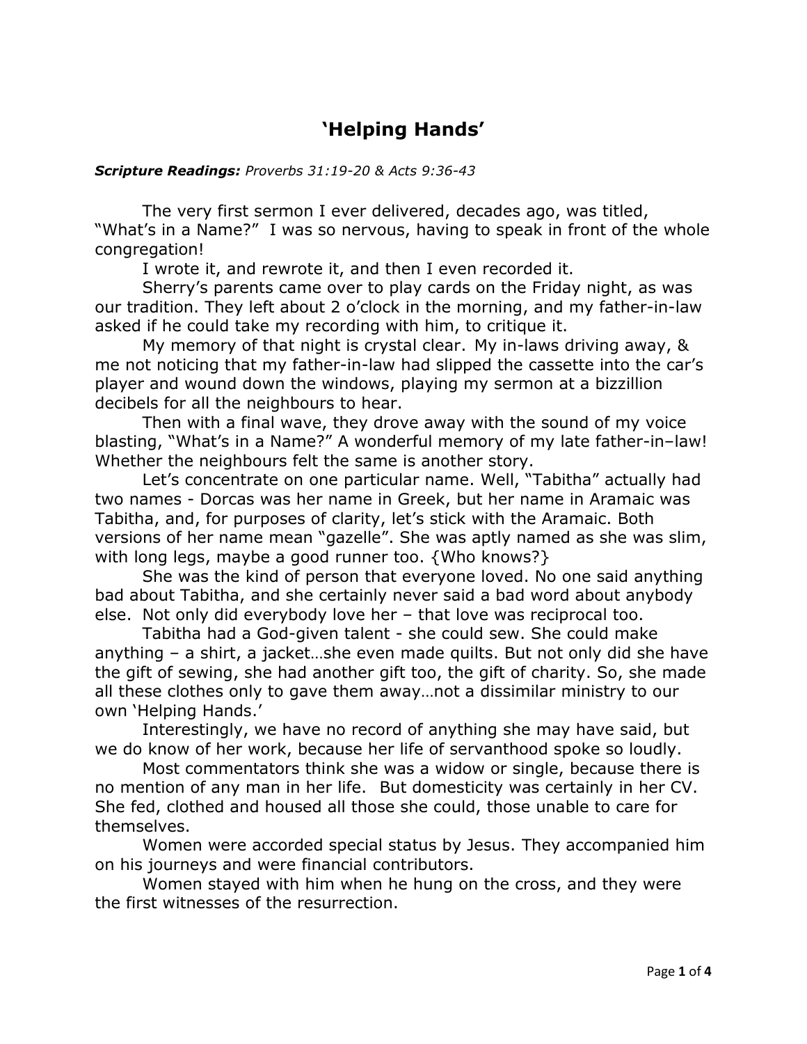# 'Helping Hands'

***Scripture Readings:*** *Proverbs 31:19-20 & Acts 9:36-43*

The very first sermon I ever delivered, decades ago, was titled, "What's in a Name?" I was so nervous, having to speak in front of the whole congregation!

I wrote it, and rewrote it, and then I even recorded it.

Sherry's parents came over to play cards on the Friday night, as was our tradition. They left about 2 o'clock in the morning, and my father-in-law asked if he could take my recording with him, to critique it.

My memory of that night is crystal clear. My in-laws driving away, & me not noticing that my father-in-law had slipped the cassette into the car's player and wound down the windows, playing my sermon at a bizzillion decibels for all the neighbours to hear.

Then with a final wave, they drove away with the sound of my voice blasting, "What's in a Name?" A wonderful memory of my late father-in–law! Whether the neighbours felt the same is another story.

Let's concentrate on one particular name. Well, "Tabitha" actually had two names - Dorcas was her name in Greek, but her name in Aramaic was Tabitha, and, for purposes of clarity, let's stick with the Aramaic. Both versions of her name mean "gazelle". She was aptly named as she was slim, with long legs, maybe a good runner too. {Who knows?}

She was the kind of person that everyone loved. No one said anything bad about Tabitha, and she certainly never said a bad word about anybody else. Not only did everybody love her – that love was reciprocal too.

Tabitha had a God-given talent - she could sew. She could make anything – a shirt, a jacket…she even made quilts. But not only did she have the gift of sewing, she had another gift too, the gift of charity. So, she made all these clothes only to gave them away…not a dissimilar ministry to our own 'Helping Hands.'

Interestingly, we have no record of anything she may have said, but we do know of her work, because her life of servanthood spoke so loudly.

Most commentators think she was a widow or single, because there is no mention of any man in her life. But domesticity was certainly in her CV. She fed, clothed and housed all those she could, those unable to care for themselves.

Women were accorded special status by Jesus. They accompanied him on his journeys and were financial contributors.

Women stayed with him when he hung on the cross, and they were the first witnesses of the resurrection.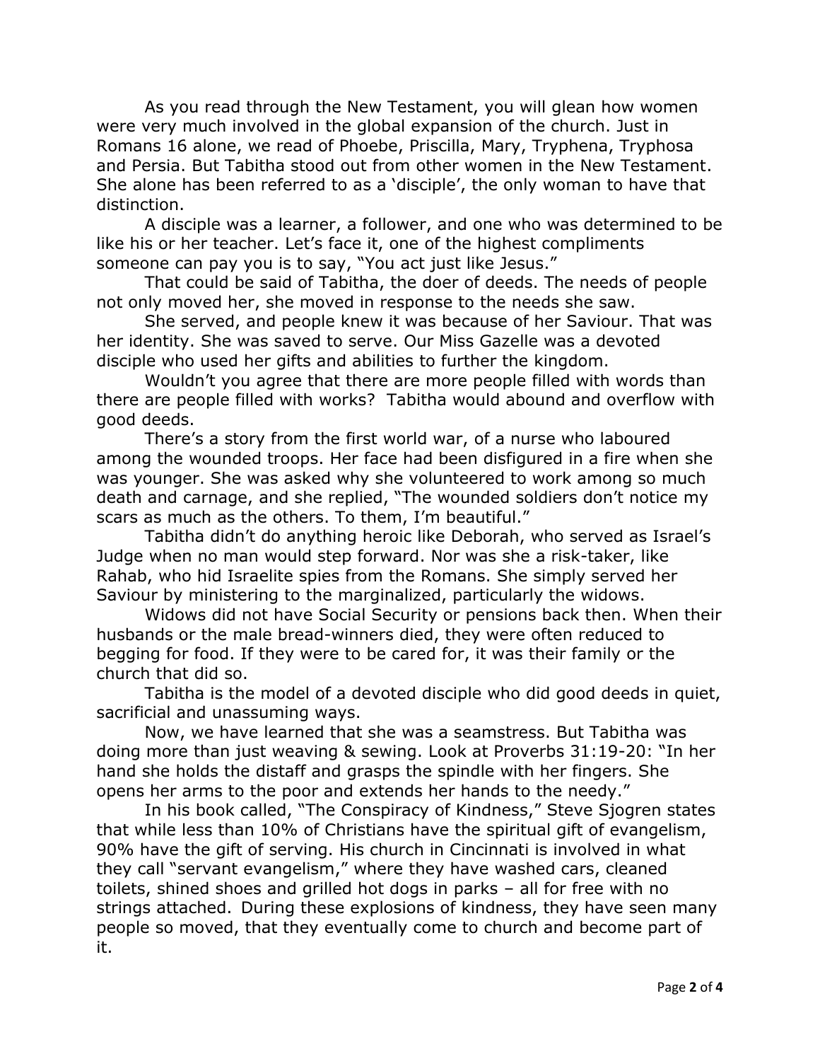As you read through the New Testament, you will glean how women were very much involved in the global expansion of the church. Just in Romans 16 alone, we read of Phoebe, Priscilla, Mary, Tryphena, Tryphosa and Persia. But Tabitha stood out from other women in the New Testament. She alone has been referred to as a 'disciple', the only woman to have that distinction.

A disciple was a learner, a follower, and one who was determined to be like his or her teacher. Let's face it, one of the highest compliments someone can pay you is to say, "You act just like Jesus."

That could be said of Tabitha, the doer of deeds. The needs of people not only moved her, she moved in response to the needs she saw.

She served, and people knew it was because of her Saviour. That was her identity. She was saved to serve. Our Miss Gazelle was a devoted disciple who used her gifts and abilities to further the kingdom.

Wouldn't you agree that there are more people filled with words than there are people filled with works? Tabitha would abound and overflow with good deeds.

There's a story from the first world war, of a nurse who laboured among the wounded troops. Her face had been disfigured in a fire when she was younger. She was asked why she volunteered to work among so much death and carnage, and she replied, "The wounded soldiers don't notice my scars as much as the others. To them, I'm beautiful."

Tabitha didn't do anything heroic like Deborah, who served as Israel's Judge when no man would step forward. Nor was she a risk-taker, like Rahab, who hid Israelite spies from the Romans. She simply served her Saviour by ministering to the marginalized, particularly the widows.

Widows did not have Social Security or pensions back then. When their husbands or the male bread-winners died, they were often reduced to begging for food. If they were to be cared for, it was their family or the church that did so.

Tabitha is the model of a devoted disciple who did good deeds in quiet, sacrificial and unassuming ways.

Now, we have learned that she was a seamstress. But Tabitha was doing more than just weaving & sewing. Look at Proverbs 31:19-20: "In her hand she holds the distaff and grasps the spindle with her fingers. She opens her arms to the poor and extends her hands to the needy."

In his book called, "The Conspiracy of Kindness," Steve Sjogren states that while less than 10% of Christians have the spiritual gift of evangelism, 90% have the gift of serving. His church in Cincinnati is involved in what they call "servant evangelism," where they have washed cars, cleaned toilets, shined shoes and grilled hot dogs in parks – all for free with no strings attached. During these explosions of kindness, they have seen many people so moved, that they eventually come to church and become part of it.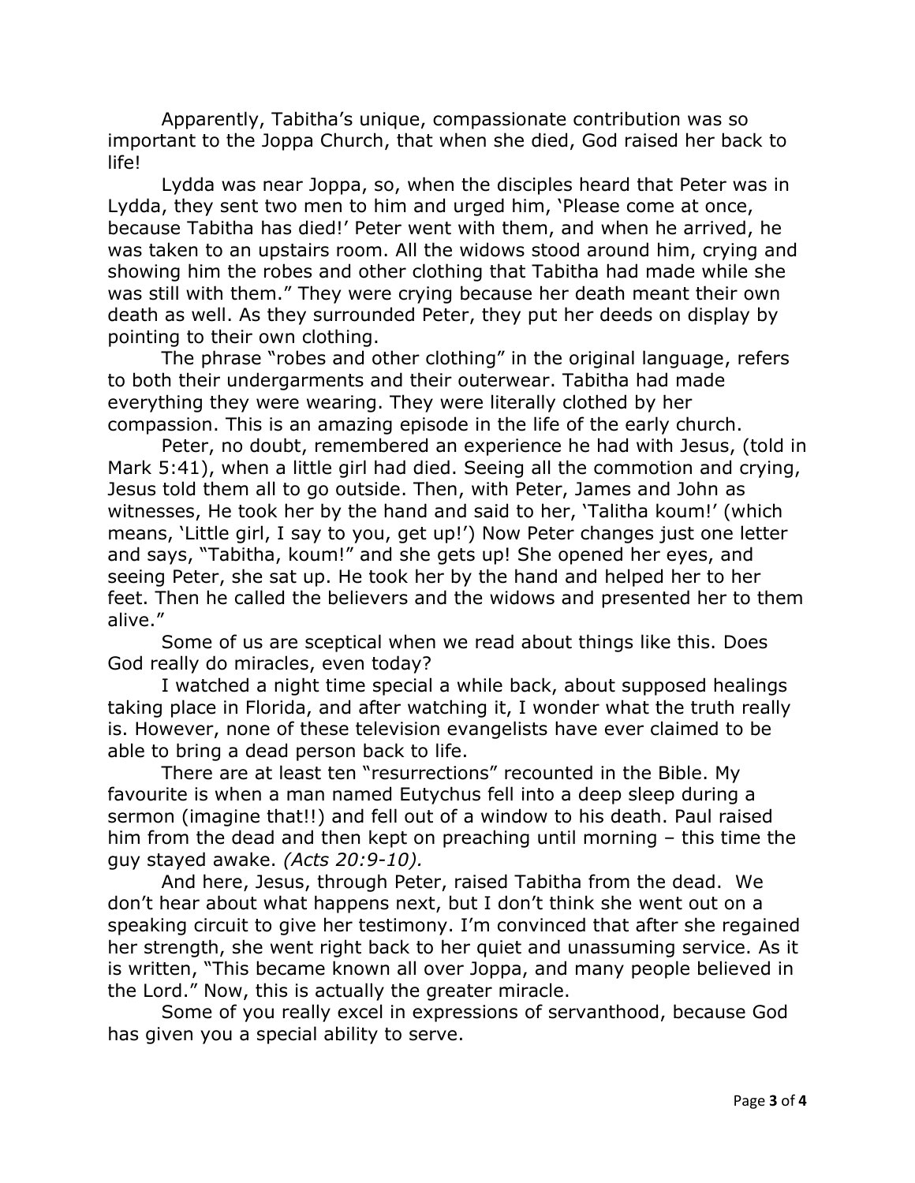Apparently, Tabitha's unique, compassionate contribution was so important to the Joppa Church, that when she died, God raised her back to life!

Lydda was near Joppa, so, when the disciples heard that Peter was in Lydda, they sent two men to him and urged him, 'Please come at once, because Tabitha has died!' Peter went with them, and when he arrived, he was taken to an upstairs room. All the widows stood around him, crying and showing him the robes and other clothing that Tabitha had made while she was still with them." They were crying because her death meant their own death as well. As they surrounded Peter, they put her deeds on display by pointing to their own clothing.

The phrase "robes and other clothing" in the original language, refers to both their undergarments and their outerwear. Tabitha had made everything they were wearing. They were literally clothed by her compassion. This is an amazing episode in the life of the early church.

Peter, no doubt, remembered an experience he had with Jesus, (told in Mark 5:41), when a little girl had died. Seeing all the commotion and crying, Jesus told them all to go outside. Then, with Peter, James and John as witnesses, He took her by the hand and said to her, 'Talitha koum!' (which means, 'Little girl, I say to you, get up!') Now Peter changes just one letter and says, "Tabitha, koum!" and she gets up! She opened her eyes, and seeing Peter, she sat up. He took her by the hand and helped her to her feet. Then he called the believers and the widows and presented her to them alive."

Some of us are sceptical when we read about things like this. Does God really do miracles, even today?

I watched a night time special a while back, about supposed healings taking place in Florida, and after watching it, I wonder what the truth really is. However, none of these television evangelists have ever claimed to be able to bring a dead person back to life.

There are at least ten "resurrections" recounted in the Bible. My favourite is when a man named Eutychus fell into a deep sleep during a sermon (imagine that!!) and fell out of a window to his death. Paul raised him from the dead and then kept on preaching until morning – this time the guy stayed awake. *(Acts 20:9-10).*

And here, Jesus, through Peter, raised Tabitha from the dead. We don't hear about what happens next, but I don't think she went out on a speaking circuit to give her testimony. I'm convinced that after she regained her strength, she went right back to her quiet and unassuming service. As it is written, "This became known all over Joppa, and many people believed in the Lord." Now, this is actually the greater miracle.

Some of you really excel in expressions of servanthood, because God has given you a special ability to serve.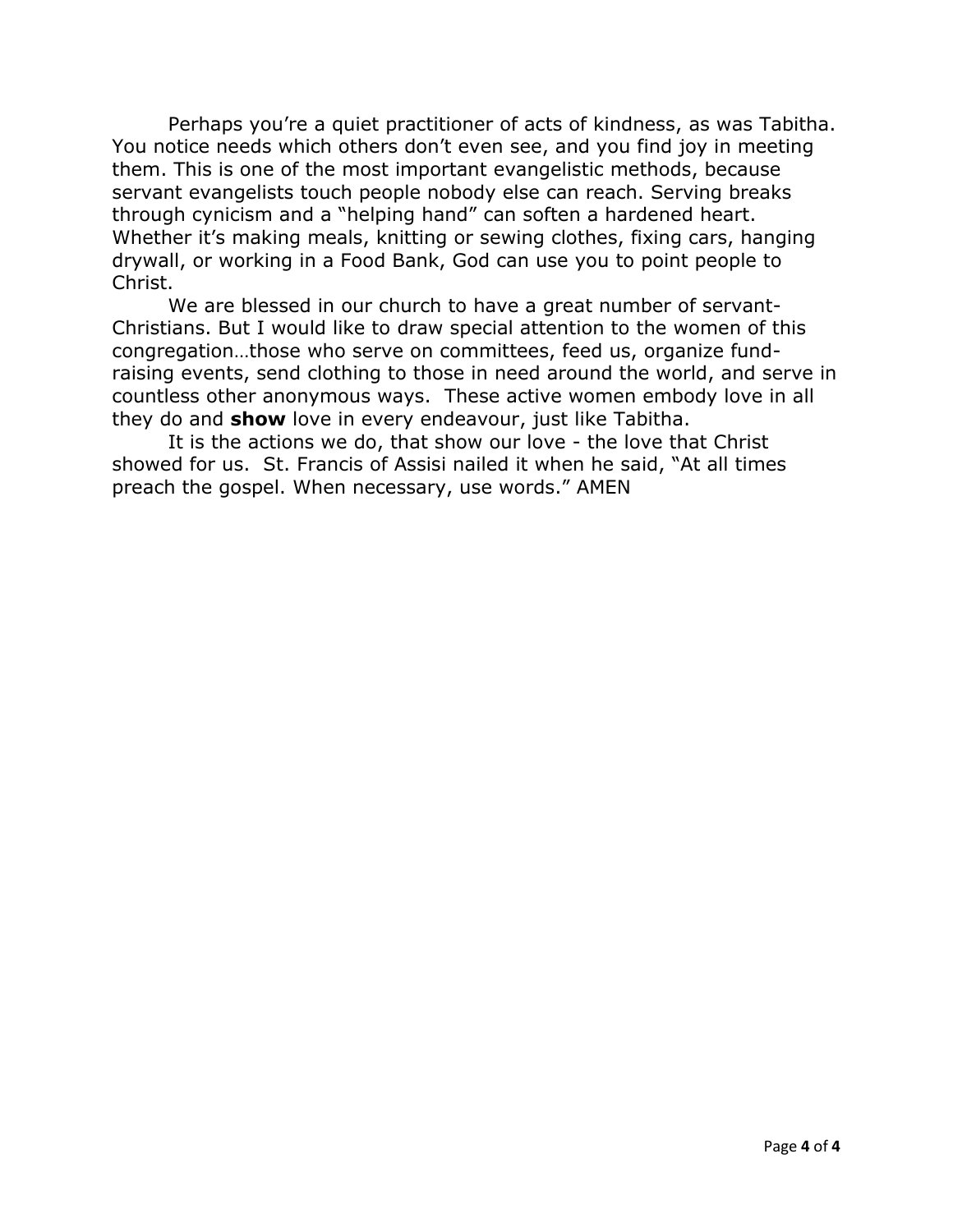Perhaps you're a quiet practitioner of acts of kindness, as was Tabitha. You notice needs which others don't even see, and you find joy in meeting them. This is one of the most important evangelistic methods, because servant evangelists touch people nobody else can reach. Serving breaks through cynicism and a "helping hand" can soften a hardened heart. Whether it's making meals, knitting or sewing clothes, fixing cars, hanging drywall, or working in a Food Bank, God can use you to point people to Christ.

We are blessed in our church to have a great number of servant-Christians. But I would like to draw special attention to the women of this congregation…those who serve on committees, feed us, organize fund-raising events, send clothing to those in need around the world, and serve in countless other anonymous ways. These active women embody love in all they do and **show** love in every endeavour, just like Tabitha.

It is the actions we do, that show our love - the love that Christ showed for us. St. Francis of Assisi nailed it when he said, "At all times preach the gospel. When necessary, use words." AMEN